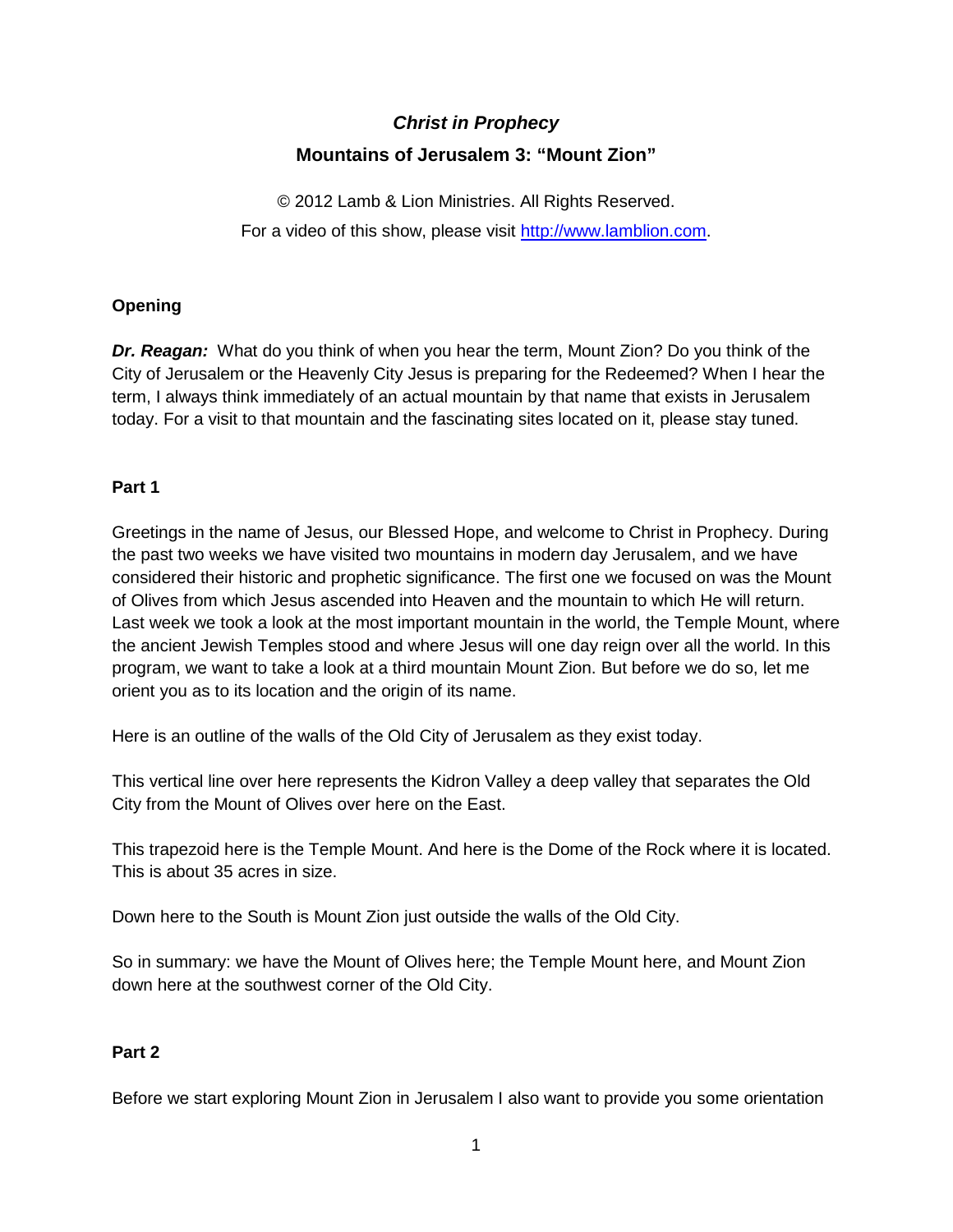# *Christ in Prophecy*

## Mountains of Jerusalem 3: "Mount Zion"

© 2012 Lamb & Lion Ministries. All Rights Reserved.

For a video of this show, please visit http://www.lamblion.com.

### Opening

***Dr. Reagan:*** What do you think of when you hear the term, Mount Zion? Do you think of the City of Jerusalem or the Heavenly City Jesus is preparing for the Redeemed? When I hear the term, I always think immediately of an actual mountain by that name that exists in Jerusalem today. For a visit to that mountain and the fascinating sites located on it, please stay tuned.

### Part 1

Greetings in the name of Jesus, our Blessed Hope, and welcome to Christ in Prophecy. During the past two weeks we have visited two mountains in modern day Jerusalem, and we have considered their historic and prophetic significance. The first one we focused on was the Mount of Olives from which Jesus ascended into Heaven and the mountain to which He will return. Last week we took a look at the most important mountain in the world, the Temple Mount, where the ancient Jewish Temples stood and where Jesus will one day reign over all the world. In this program, we want to take a look at a third mountain Mount Zion. But before we do so, let me orient you as to its location and the origin of its name.

Here is an outline of the walls of the Old City of Jerusalem as they exist today.

This vertical line over here represents the Kidron Valley a deep valley that separates the Old City from the Mount of Olives over here on the East.

This trapezoid here is the Temple Mount. And here is the Dome of the Rock where it is located. This is about 35 acres in size.

Down here to the South is Mount Zion just outside the walls of the Old City.

So in summary: we have the Mount of Olives here; the Temple Mount here, and Mount Zion down here at the southwest corner of the Old City.

### Part 2

Before we start exploring Mount Zion in Jerusalem I also want to provide you some orientation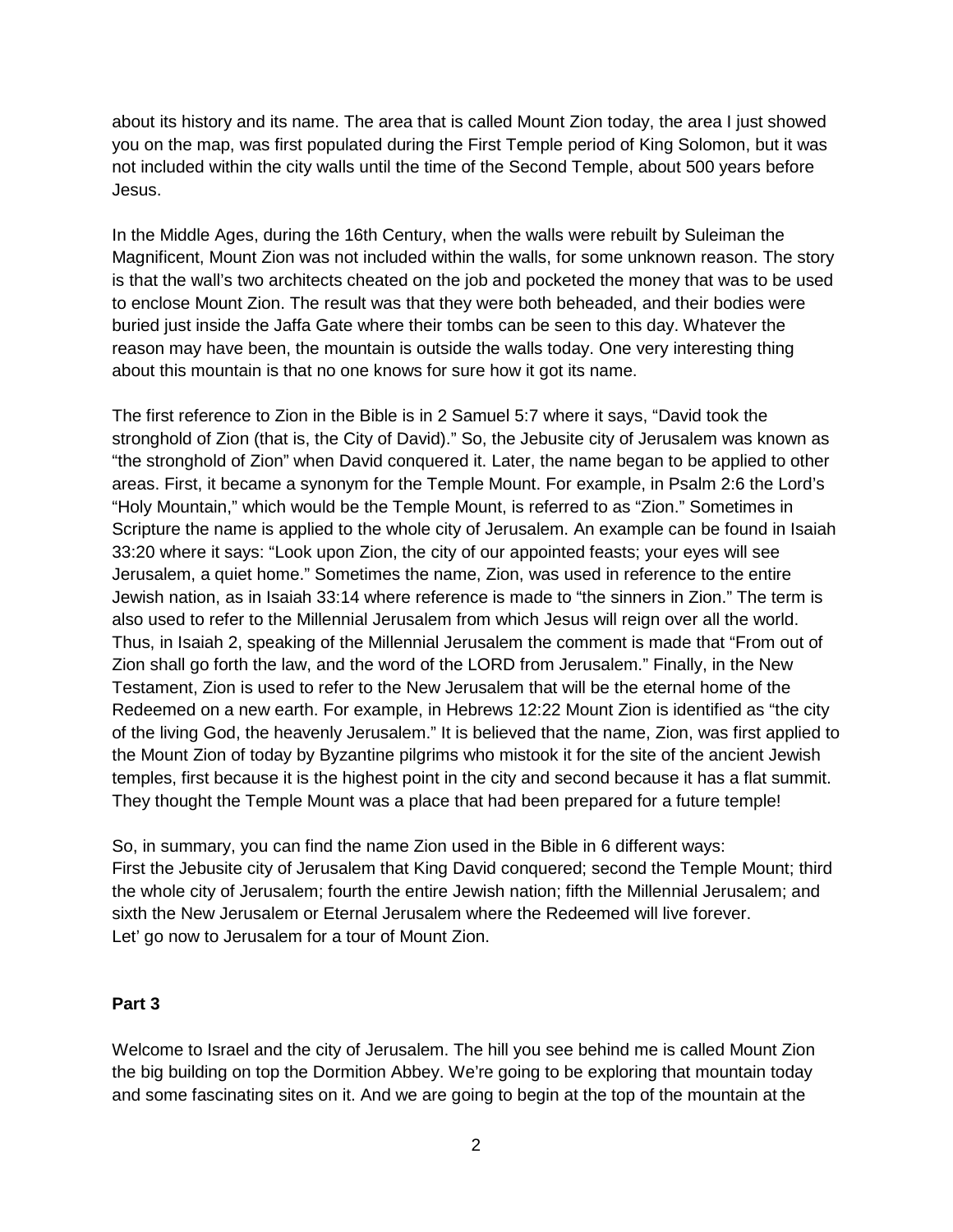about its history and its name. The area that is called Mount Zion today, the area I just showed you on the map, was first populated during the First Temple period of King Solomon, but it was not included within the city walls until the time of the Second Temple, about 500 years before Jesus.

In the Middle Ages, during the 16th Century, when the walls were rebuilt by Suleiman the Magnificent, Mount Zion was not included within the walls, for some unknown reason. The story is that the wall's two architects cheated on the job and pocketed the money that was to be used to enclose Mount Zion. The result was that they were both beheaded, and their bodies were buried just inside the Jaffa Gate where their tombs can be seen to this day. Whatever the reason may have been, the mountain is outside the walls today. One very interesting thing about this mountain is that no one knows for sure how it got its name.

The first reference to Zion in the Bible is in 2 Samuel 5:7 where it says, "David took the stronghold of Zion (that is, the City of David)." So, the Jebusite city of Jerusalem was known as "the stronghold of Zion" when David conquered it. Later, the name began to be applied to other areas. First, it became a synonym for the Temple Mount. For example, in Psalm 2:6 the Lord's "Holy Mountain," which would be the Temple Mount, is referred to as "Zion." Sometimes in Scripture the name is applied to the whole city of Jerusalem. An example can be found in Isaiah 33:20 where it says: "Look upon Zion, the city of our appointed feasts; your eyes will see Jerusalem, a quiet home." Sometimes the name, Zion, was used in reference to the entire Jewish nation, as in Isaiah 33:14 where reference is made to "the sinners in Zion." The term is also used to refer to the Millennial Jerusalem from which Jesus will reign over all the world. Thus, in Isaiah 2, speaking of the Millennial Jerusalem the comment is made that "From out of Zion shall go forth the law, and the word of the LORD from Jerusalem." Finally, in the New Testament, Zion is used to refer to the New Jerusalem that will be the eternal home of the Redeemed on a new earth. For example, in Hebrews 12:22 Mount Zion is identified as "the city of the living God, the heavenly Jerusalem." It is believed that the name, Zion, was first applied to the Mount Zion of today by Byzantine pilgrims who mistook it for the site of the ancient Jewish temples, first because it is the highest point in the city and second because it has a flat summit. They thought the Temple Mount was a place that had been prepared for a future temple!

So, in summary, you can find the name Zion used in the Bible in 6 different ways:
First the Jebusite city of Jerusalem that King David conquered; second the Temple Mount; third the whole city of Jerusalem; fourth the entire Jewish nation; fifth the Millennial Jerusalem; and sixth the New Jerusalem or Eternal Jerusalem where the Redeemed will live forever.
Let' go now to Jerusalem for a tour of Mount Zion.

**Part 3**

Welcome to Israel and the city of Jerusalem. The hill you see behind me is called Mount Zion the big building on top the Dormition Abbey. We're going to be exploring that mountain today and some fascinating sites on it. And we are going to begin at the top of the mountain at the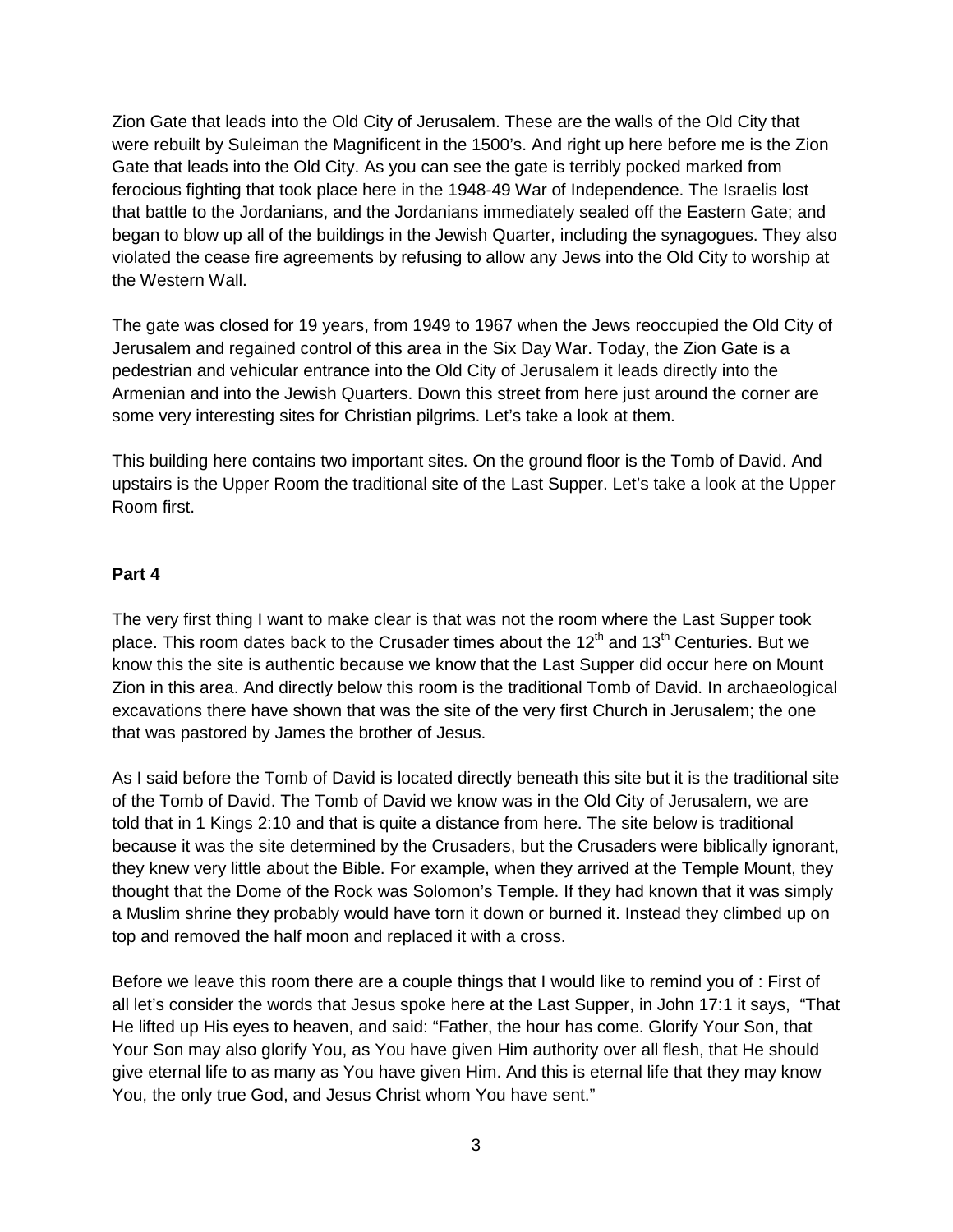Zion Gate that leads into the Old City of Jerusalem. These are the walls of the Old City that were rebuilt by Suleiman the Magnificent in the 1500's. And right up here before me is the Zion Gate that leads into the Old City. As you can see the gate is terribly pocked marked from ferocious fighting that took place here in the 1948-49 War of Independence. The Israelis lost that battle to the Jordanians, and the Jordanians immediately sealed off the Eastern Gate; and began to blow up all of the buildings in the Jewish Quarter, including the synagogues. They also violated the cease fire agreements by refusing to allow any Jews into the Old City to worship at the Western Wall.

The gate was closed for 19 years, from 1949 to 1967 when the Jews reoccupied the Old City of Jerusalem and regained control of this area in the Six Day War. Today, the Zion Gate is a pedestrian and vehicular entrance into the Old City of Jerusalem it leads directly into the Armenian and into the Jewish Quarters. Down this street from here just around the corner are some very interesting sites for Christian pilgrims. Let's take a look at them.

This building here contains two important sites. On the ground floor is the Tomb of David. And upstairs is the Upper Room the traditional site of the Last Supper. Let's take a look at the Upper Room first.

**Part 4**

The very first thing I want to make clear is that was not the room where the Last Supper took place. This room dates back to the Crusader times about the 12th and 13th Centuries. But we know this the site is authentic because we know that the Last Supper did occur here on Mount Zion in this area. And directly below this room is the traditional Tomb of David. In archaeological excavations there have shown that was the site of the very first Church in Jerusalem; the one that was pastored by James the brother of Jesus.

As I said before the Tomb of David is located directly beneath this site but it is the traditional site of the Tomb of David. The Tomb of David we know was in the Old City of Jerusalem, we are told that in 1 Kings 2:10 and that is quite a distance from here. The site below is traditional because it was the site determined by the Crusaders, but the Crusaders were biblically ignorant, they knew very little about the Bible. For example, when they arrived at the Temple Mount, they thought that the Dome of the Rock was Solomon's Temple. If they had known that it was simply a Muslim shrine they probably would have torn it down or burned it. Instead they climbed up on top and removed the half moon and replaced it with a cross.

Before we leave this room there are a couple things that I would like to remind you of : First of all let's consider the words that Jesus spoke here at the Last Supper, in John 17:1 it says, "That He lifted up His eyes to heaven, and said: "Father, the hour has come. Glorify Your Son, that Your Son may also glorify You, as You have given Him authority over all flesh, that He should give eternal life to as many as You have given Him. And this is eternal life that they may know You, the only true God, and Jesus Christ whom You have sent."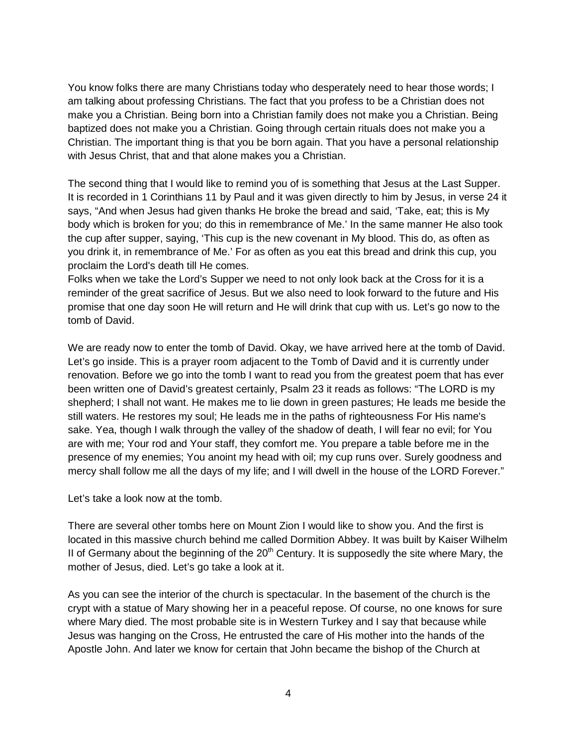You know folks there are many Christians today who desperately need to hear those words; I am talking about professing Christians. The fact that you profess to be a Christian does not make you a Christian. Being born into a Christian family does not make you a Christian. Being baptized does not make you a Christian. Going through certain rituals does not make you a Christian. The important thing is that you be born again. That you have a personal relationship with Jesus Christ, that and that alone makes you a Christian.

The second thing that I would like to remind you of is something that Jesus at the Last Supper. It is recorded in 1 Corinthians 11 by Paul and it was given directly to him by Jesus, in verse 24 it says, "And when Jesus had given thanks He broke the bread and said, 'Take, eat; this is My body which is broken for you; do this in remembrance of Me.' In the same manner He also took the cup after supper, saying, 'This cup is the new covenant in My blood. This do, as often as you drink it, in remembrance of Me.' For as often as you eat this bread and drink this cup, you proclaim the Lord's death till He comes.
Folks when we take the Lord's Supper we need to not only look back at the Cross for it is a reminder of the great sacrifice of Jesus. But we also need to look forward to the future and His promise that one day soon He will return and He will drink that cup with us. Let's go now to the tomb of David.

We are ready now to enter the tomb of David. Okay, we have arrived here at the tomb of David. Let's go inside. This is a prayer room adjacent to the Tomb of David and it is currently under renovation. Before we go into the tomb I want to read you from the greatest poem that has ever been written one of David's greatest certainly, Psalm 23 it reads as follows: "The LORD is my shepherd; I shall not want. He makes me to lie down in green pastures; He leads me beside the still waters. He restores my soul; He leads me in the paths of righteousness For His name's sake. Yea, though I walk through the valley of the shadow of death, I will fear no evil; for You are with me; Your rod and Your staff, they comfort me. You prepare a table before me in the presence of my enemies; You anoint my head with oil; my cup runs over. Surely goodness and mercy shall follow me all the days of my life; and I will dwell in the house of the LORD Forever."

Let's take a look now at the tomb.

There are several other tombs here on Mount Zion I would like to show you. And the first is located in this massive church behind me called Dormition Abbey. It was built by Kaiser Wilhelm II of Germany about the beginning of the 20th Century. It is supposedly the site where Mary, the mother of Jesus, died. Let's go take a look at it.

As you can see the interior of the church is spectacular. In the basement of the church is the crypt with a statue of Mary showing her in a peaceful repose. Of course, no one knows for sure where Mary died. The most probable site is in Western Turkey and I say that because while Jesus was hanging on the Cross, He entrusted the care of His mother into the hands of the Apostle John. And later we know for certain that John became the bishop of the Church at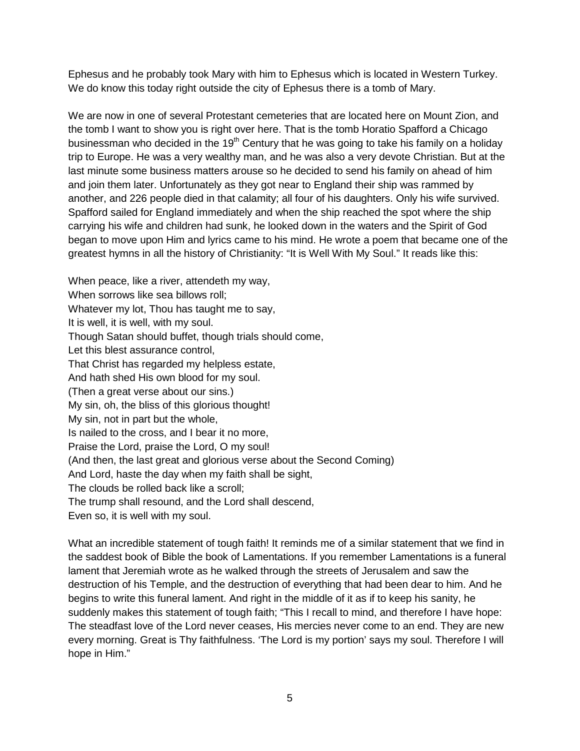Ephesus and he probably took Mary with him to Ephesus which is located in Western Turkey. We do know this today right outside the city of Ephesus there is a tomb of Mary.

We are now in one of several Protestant cemeteries that are located here on Mount Zion, and the tomb I want to show you is right over here. That is the tomb Horatio Spafford a Chicago businessman who decided in the 19th Century that he was going to take his family on a holiday trip to Europe. He was a very wealthy man, and he was also a very devote Christian. But at the last minute some business matters arouse so he decided to send his family on ahead of him and join them later. Unfortunately as they got near to England their ship was rammed by another, and 226 people died in that calamity; all four of his daughters. Only his wife survived. Spafford sailed for England immediately and when the ship reached the spot where the ship carrying his wife and children had sunk, he looked down in the waters and the Spirit of God began to move upon Him and lyrics came to his mind. He wrote a poem that became one of the greatest hymns in all the history of Christianity: "It is Well With My Soul." It reads like this:

When peace, like a river, attendeth my way,  
When sorrows like sea billows roll;  
Whatever my lot, Thou has taught me to say,  
It is well, it is well, with my soul.  
Though Satan should buffet, though trials should come,  
Let this blest assurance control,  
That Christ has regarded my helpless estate,  
And hath shed His own blood for my soul.  
(Then a great verse about our sins.)  
My sin, oh, the bliss of this glorious thought!  
My sin, not in part but the whole,  
Is nailed to the cross, and I bear it no more,  
Praise the Lord, praise the Lord, O my soul!  
(And then, the last great and glorious verse about the Second Coming)  
And Lord, haste the day when my faith shall be sight,  
The clouds be rolled back like a scroll;  
The trump shall resound, and the Lord shall descend,  
Even so, it is well with my soul.

What an incredible statement of tough faith! It reminds me of a similar statement that we find in the saddest book of Bible the book of Lamentations. If you remember Lamentations is a funeral lament that Jeremiah wrote as he walked through the streets of Jerusalem and saw the destruction of his Temple, and the destruction of everything that had been dear to him. And he begins to write this funeral lament. And right in the middle of it as if to keep his sanity, he suddenly makes this statement of tough faith; "This I recall to mind, and therefore I have hope: The steadfast love of the Lord never ceases, His mercies never come to an end. They are new every morning. Great is Thy faithfulness. 'The Lord is my portion' says my soul. Therefore I will hope in Him."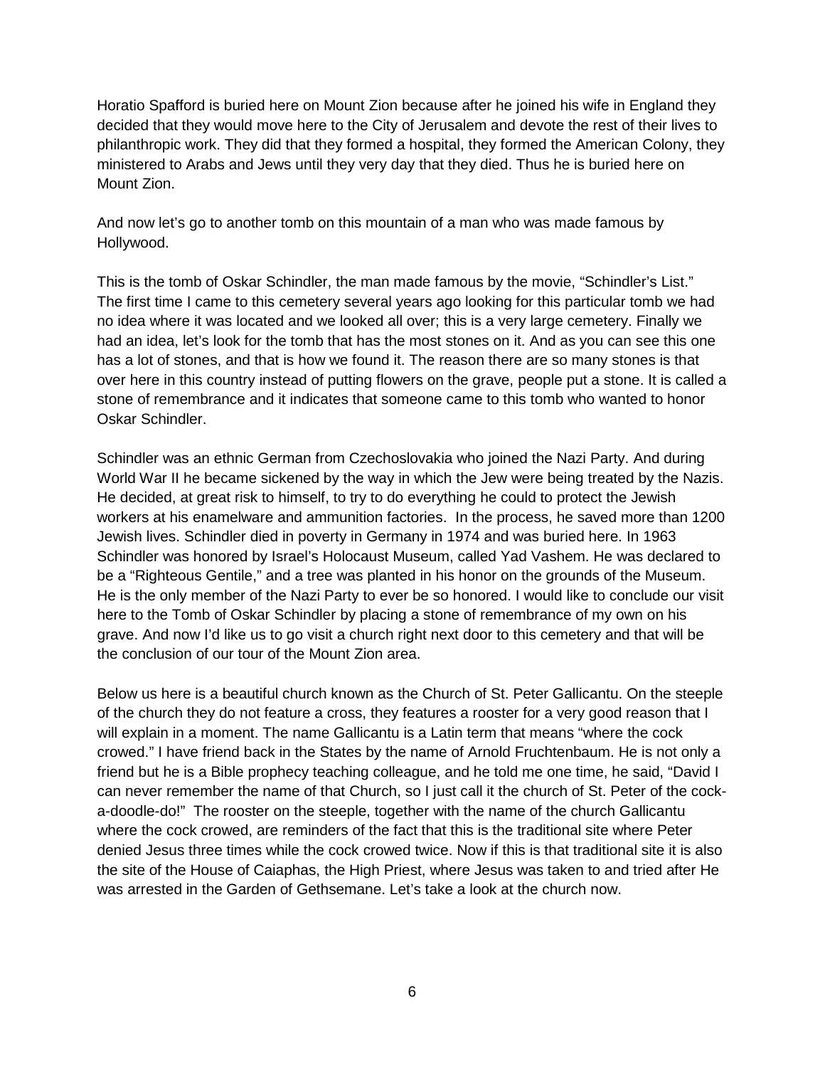Horatio Spafford is buried here on Mount Zion because after he joined his wife in England they decided that they would move here to the City of Jerusalem and devote the rest of their lives to philanthropic work. They did that they formed a hospital, they formed the American Colony, they ministered to Arabs and Jews until they very day that they died. Thus he is buried here on Mount Zion.

And now let's go to another tomb on this mountain of a man who was made famous by Hollywood.

This is the tomb of Oskar Schindler, the man made famous by the movie, "Schindler's List." The first time I came to this cemetery several years ago looking for this particular tomb we had no idea where it was located and we looked all over; this is a very large cemetery. Finally we had an idea, let's look for the tomb that has the most stones on it. And as you can see this one has a lot of stones, and that is how we found it. The reason there are so many stones is that over here in this country instead of putting flowers on the grave, people put a stone. It is called a stone of remembrance and it indicates that someone came to this tomb who wanted to honor Oskar Schindler.

Schindler was an ethnic German from Czechoslovakia who joined the Nazi Party. And during World War II he became sickened by the way in which the Jew were being treated by the Nazis. He decided, at great risk to himself, to try to do everything he could to protect the Jewish workers at his enamelware and ammunition factories. In the process, he saved more than 1200 Jewish lives. Schindler died in poverty in Germany in 1974 and was buried here. In 1963 Schindler was honored by Israel's Holocaust Museum, called Yad Vashem. He was declared to be a "Righteous Gentile," and a tree was planted in his honor on the grounds of the Museum. He is the only member of the Nazi Party to ever be so honored. I would like to conclude our visit here to the Tomb of Oskar Schindler by placing a stone of remembrance of my own on his grave. And now I'd like us to go visit a church right next door to this cemetery and that will be the conclusion of our tour of the Mount Zion area.

Below us here is a beautiful church known as the Church of St. Peter Gallicantu. On the steeple of the church they do not feature a cross, they features a rooster for a very good reason that I will explain in a moment. The name Gallicantu is a Latin term that means "where the cock crowed." I have friend back in the States by the name of Arnold Fruchtenbaum. He is not only a friend but he is a Bible prophecy teaching colleague, and he told me one time, he said, "David I can never remember the name of that Church, so I just call it the church of St. Peter of the cock-a-doodle-do!" The rooster on the steeple, together with the name of the church Gallicantu where the cock crowed, are reminders of the fact that this is the traditional site where Peter denied Jesus three times while the cock crowed twice. Now if this is that traditional site it is also the site of the House of Caiaphas, the High Priest, where Jesus was taken to and tried after He was arrested in the Garden of Gethsemane. Let's take a look at the church now.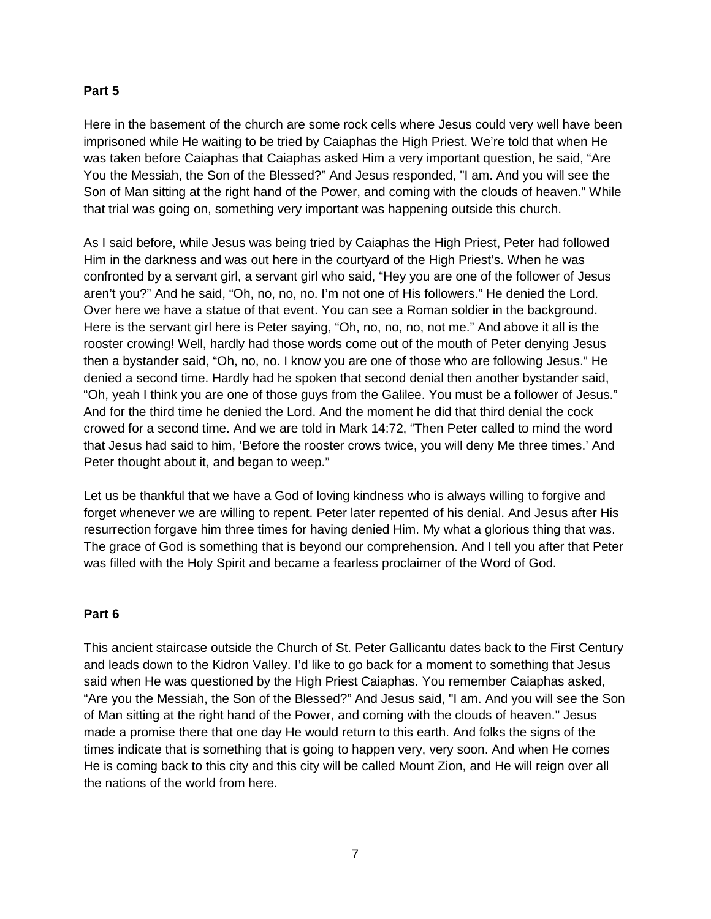**Part 5**

Here in the basement of the church are some rock cells where Jesus could very well have been imprisoned while He waiting to be tried by Caiaphas the High Priest. We're told that when He was taken before Caiaphas that Caiaphas asked Him a very important question, he said, "Are You the Messiah, the Son of the Blessed?" And Jesus responded, "I am. And you will see the Son of Man sitting at the right hand of the Power, and coming with the clouds of heaven." While that trial was going on, something very important was happening outside this church.

As I said before, while Jesus was being tried by Caiaphas the High Priest, Peter had followed Him in the darkness and was out here in the courtyard of the High Priest's. When he was confronted by a servant girl, a servant girl who said, "Hey you are one of the follower of Jesus aren't you?" And he said, "Oh, no, no, no. I'm not one of His followers." He denied the Lord. Over here we have a statue of that event. You can see a Roman soldier in the background. Here is the servant girl here is Peter saying, "Oh, no, no, no, not me." And above it all is the rooster crowing! Well, hardly had those words come out of the mouth of Peter denying Jesus then a bystander said, "Oh, no, no. I know you are one of those who are following Jesus." He denied a second time. Hardly had he spoken that second denial then another bystander said, "Oh, yeah I think you are one of those guys from the Galilee. You must be a follower of Jesus." And for the third time he denied the Lord. And the moment he did that third denial the cock crowed for a second time. And we are told in Mark 14:72, "Then Peter called to mind the word that Jesus had said to him, 'Before the rooster crows twice, you will deny Me three times.' And Peter thought about it, and began to weep."

Let us be thankful that we have a God of loving kindness who is always willing to forgive and forget whenever we are willing to repent. Peter later repented of his denial. And Jesus after His resurrection forgave him three times for having denied Him. My what a glorious thing that was. The grace of God is something that is beyond our comprehension. And I tell you after that Peter was filled with the Holy Spirit and became a fearless proclaimer of the Word of God.

**Part 6**

This ancient staircase outside the Church of St. Peter Gallicantu dates back to the First Century and leads down to the Kidron Valley. I'd like to go back for a moment to something that Jesus said when He was questioned by the High Priest Caiaphas. You remember Caiaphas asked, "Are you the Messiah, the Son of the Blessed?" And Jesus said, "I am. And you will see the Son of Man sitting at the right hand of the Power, and coming with the clouds of heaven." Jesus made a promise there that one day He would return to this earth. And folks the signs of the times indicate that is something that is going to happen very, very soon. And when He comes He is coming back to this city and this city will be called Mount Zion, and He will reign over all the nations of the world from here.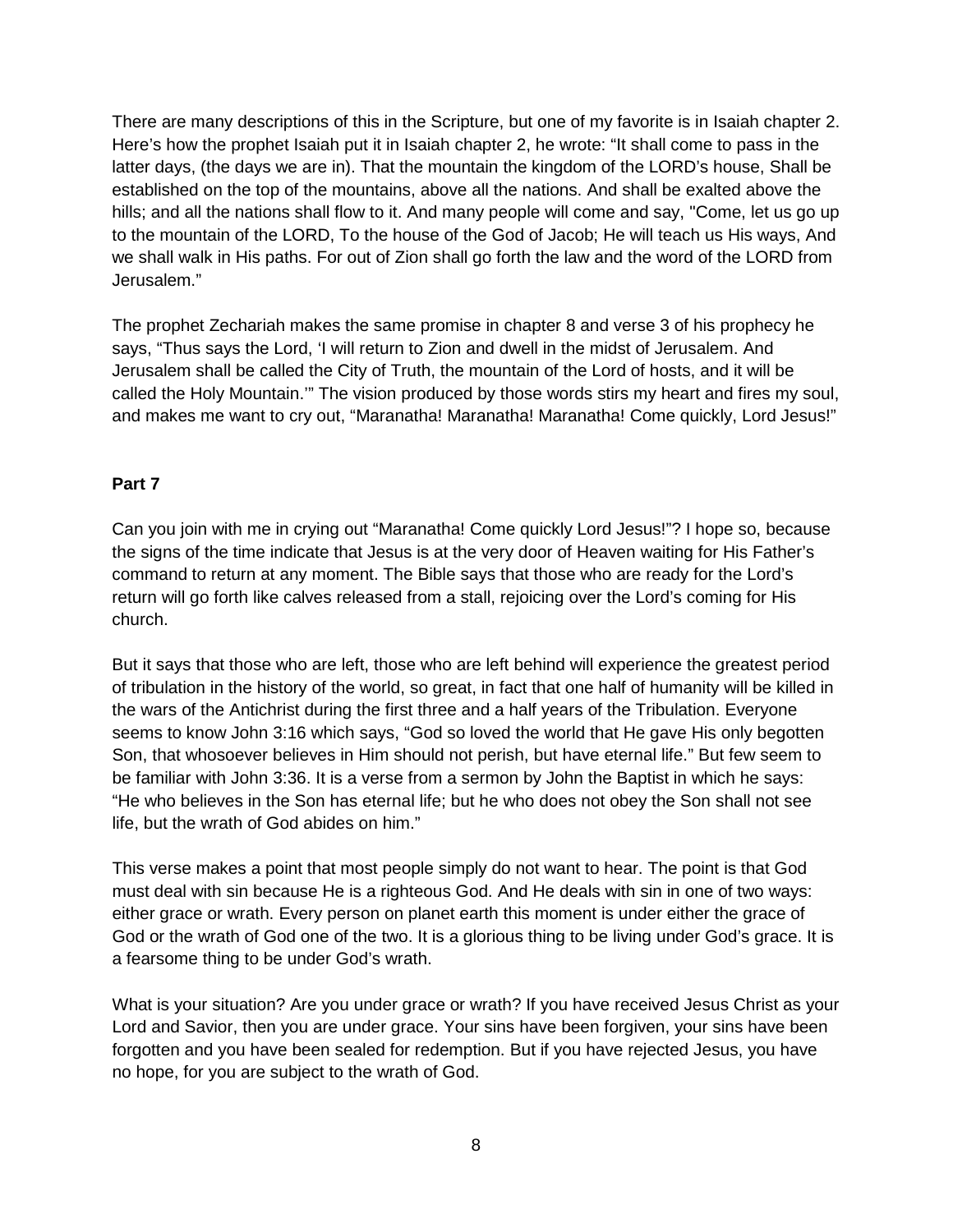There are many descriptions of this in the Scripture, but one of my favorite is in Isaiah chapter 2. Here's how the prophet Isaiah put it in Isaiah chapter 2, he wrote: "It shall come to pass in the latter days, (the days we are in). That the mountain the kingdom of the LORD's house, Shall be established on the top of the mountains, above all the nations. And shall be exalted above the hills; and all the nations shall flow to it. And many people will come and say, "Come, let us go up to the mountain of the LORD, To the house of the God of Jacob; He will teach us His ways, And we shall walk in His paths. For out of Zion shall go forth the law and the word of the LORD from Jerusalem."

The prophet Zechariah makes the same promise in chapter 8 and verse 3 of his prophecy he says, "Thus says the Lord, 'I will return to Zion and dwell in the midst of Jerusalem. And Jerusalem shall be called the City of Truth, the mountain of the Lord of hosts, and it will be called the Holy Mountain.'" The vision produced by those words stirs my heart and fires my soul, and makes me want to cry out, "Maranatha! Maranatha! Maranatha! Come quickly, Lord Jesus!"

**Part 7**

Can you join with me in crying out "Maranatha! Come quickly Lord Jesus!"? I hope so, because the signs of the time indicate that Jesus is at the very door of Heaven waiting for His Father's command to return at any moment. The Bible says that those who are ready for the Lord's return will go forth like calves released from a stall, rejoicing over the Lord's coming for His church.

But it says that those who are left, those who are left behind will experience the greatest period of tribulation in the history of the world, so great, in fact that one half of humanity will be killed in the wars of the Antichrist during the first three and a half years of the Tribulation. Everyone seems to know John 3:16 which says, "God so loved the world that He gave His only begotten Son, that whosoever believes in Him should not perish, but have eternal life." But few seem to be familiar with John 3:36. It is a verse from a sermon by John the Baptist in which he says: "He who believes in the Son has eternal life; but he who does not obey the Son shall not see life, but the wrath of God abides on him."

This verse makes a point that most people simply do not want to hear. The point is that God must deal with sin because He is a righteous God. And He deals with sin in one of two ways: either grace or wrath. Every person on planet earth this moment is under either the grace of God or the wrath of God one of the two. It is a glorious thing to be living under God's grace. It is a fearsome thing to be under God's wrath.

What is your situation? Are you under grace or wrath? If you have received Jesus Christ as your Lord and Savior, then you are under grace. Your sins have been forgiven, your sins have been forgotten and you have been sealed for redemption. But if you have rejected Jesus, you have no hope, for you are subject to the wrath of God.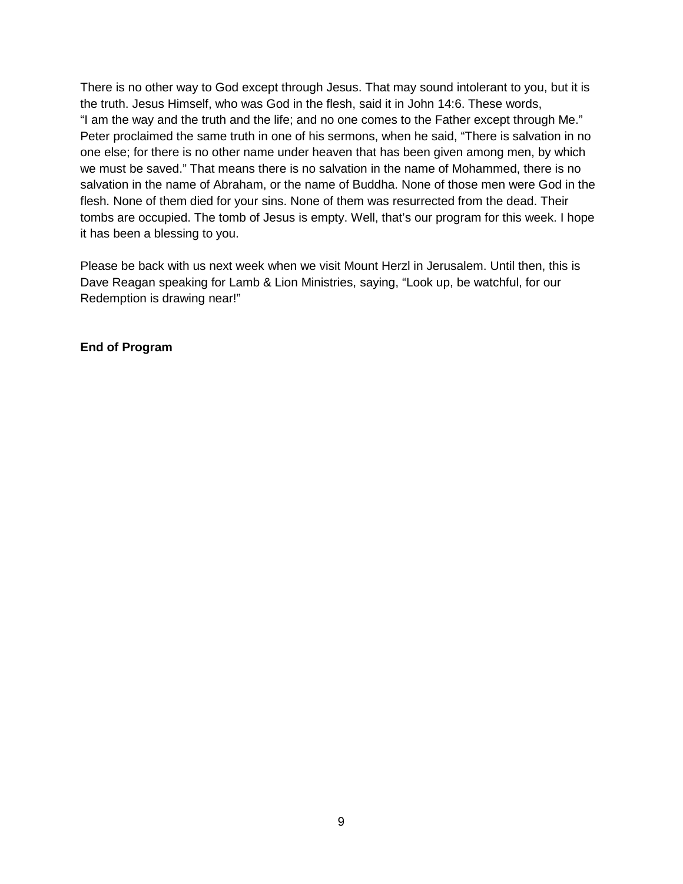There is no other way to God except through Jesus. That may sound intolerant to you, but it is the truth. Jesus Himself, who was God in the flesh, said it in John 14:6. These words, "I am the way and the truth and the life; and no one comes to the Father except through Me." Peter proclaimed the same truth in one of his sermons, when he said, "There is salvation in no one else; for there is no other name under heaven that has been given among men, by which we must be saved." That means there is no salvation in the name of Mohammed, there is no salvation in the name of Abraham, or the name of Buddha. None of those men were God in the flesh. None of them died for your sins. None of them was resurrected from the dead. Their tombs are occupied. The tomb of Jesus is empty. Well, that's our program for this week. I hope it has been a blessing to you.

Please be back with us next week when we visit Mount Herzl in Jerusalem. Until then, this is Dave Reagan speaking for Lamb & Lion Ministries, saying, "Look up, be watchful, for our Redemption is drawing near!"

**End of Program**